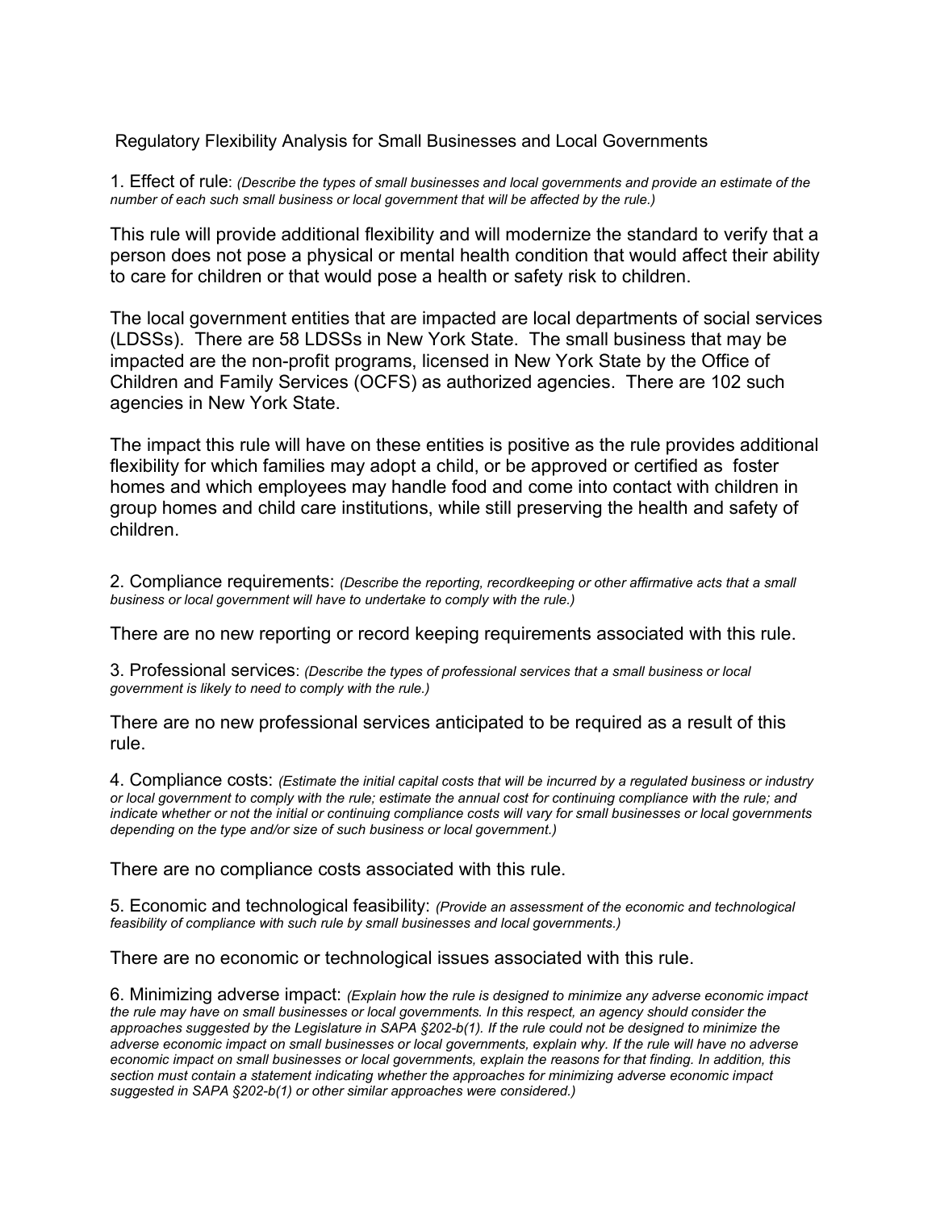# Regulatory Flexibility Analysis for Small Businesses and Local Governments

1. Effect of rule: *(Describe the types of small businesses and local governments and provide an estimate of the number of each such small business or local government that will be affected by the rule.)*

This rule will provide additional flexibility and will modernize the standard to verify that a person does not pose a physical or mental health condition that would affect their ability to care for children or that would pose a health or safety risk to children.

The local government entities that are impacted are local departments of social services (LDSSs). There are 58 LDSSs in New York State. The small business that may be impacted are the non-profit programs, licensed in New York State by the Office of Children and Family Services (OCFS) as authorized agencies. There are 102 such agencies in New York State.

The impact this rule will have on these entities is positive as the rule provides additional flexibility for which families may adopt a child, or be approved or certified as foster homes and which employees may handle food and come into contact with children in group homes and child care institutions, while still preserving the health and safety of children.

2. Compliance requirements: *(Describe the reporting, recordkeeping or other affirmative acts that a small business or local government will have to undertake to comply with the rule.)*

There are no new reporting or record keeping requirements associated with this rule.

3. Professional services: *(Describe the types of professional services that a small business or local government is likely to need to comply with the rule.)*

There are no new professional services anticipated to be required as a result of this rule.

4. Compliance costs: *(Estimate the initial capital costs that will be incurred by a regulated business or industry or local government to comply with the rule; estimate the annual cost for continuing compliance with the rule; and indicate whether or not the initial or continuing compliance costs will vary for small businesses or local governments depending on the type and/or size of such business or local government.)*

There are no compliance costs associated with this rule.

5. Economic and technological feasibility: *(Provide an assessment of the economic and technological feasibility of compliance with such rule by small businesses and local governments.)*

There are no economic or technological issues associated with this rule.

6. Minimizing adverse impact: *(Explain how the rule is designed to minimize any adverse economic impact the rule may have on small businesses or local governments. In this respect, an agency should consider the approaches suggested by the Legislature in SAPA §202-b(1). If the rule could not be designed to minimize the adverse economic impact on small businesses or local governments, explain why. If the rule will have no adverse economic impact on small businesses or local governments, explain the reasons for that finding. In addition, this section must contain a statement indicating whether the approaches for minimizing adverse economic impact suggested in SAPA §202-b(1) or other similar approaches were considered.)*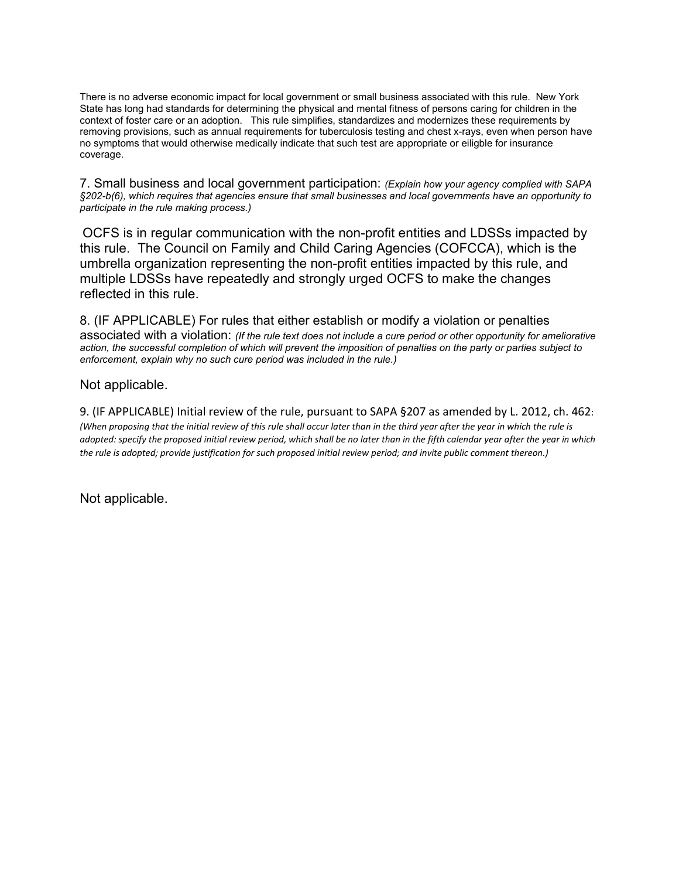There is no adverse economic impact for local government or small business associated with this rule. New York State has long had standards for determining the physical and mental fitness of persons caring for children in the context of foster care or an adoption. This rule simplifies, standardizes and modernizes these requirements by removing provisions, such as annual requirements for tuberculosis testing and chest x-rays, even when person have no symptoms that would otherwise medically indicate that such test are appropriate or eiligble for insurance coverage.

7. Small business and local government participation: *(Explain how your agency complied with SAPA §202-b(6), which requires that agencies ensure that small businesses and local governments have an opportunity to participate in the rule making process.)*

OCFS is in regular communication with the non-profit entities and LDSSs impacted by this rule. The Council on Family and Child Caring Agencies (COFCCA), which is the umbrella organization representing the non-profit entities impacted by this rule, and multiple LDSSs have repeatedly and strongly urged OCFS to make the changes reflected in this rule.

8. (IF APPLICABLE) For rules that either establish or modify a violation or penalties associated with a violation: *(If the rule text does not include a cure period or other opportunity for ameliorative action, the successful completion of which will prevent the imposition of penalties on the party or parties subject to enforcement, explain why no such cure period was included in the rule.)*

Not applicable.

9. (IF APPLICABLE) Initial review of the rule, pursuant to SAPA §207 as amended by L. 2012, ch. 462: *(When proposing that the initial review of this rule shall occur later than in the third year after the year in which the rule is adopted: specify the proposed initial review period, which shall be no later than in the fifth calendar year after the year in which the rule is adopted; provide justification for such proposed initial review period; and invite public comment thereon.)*

Not applicable.